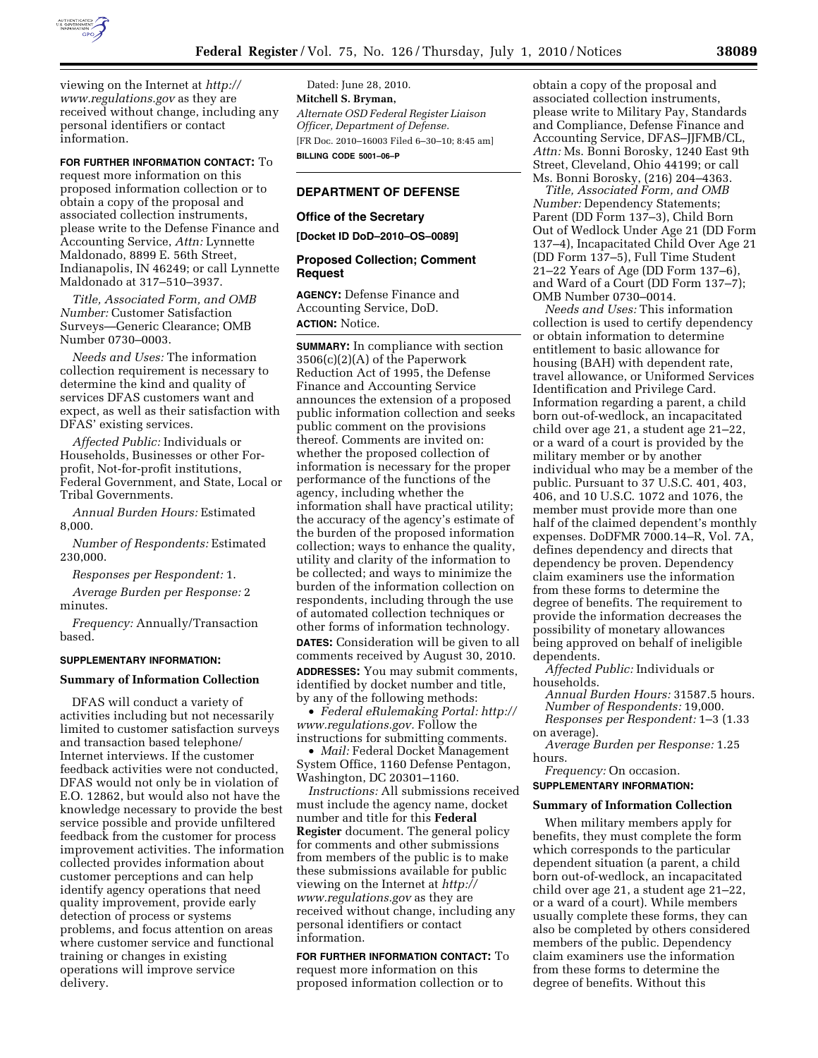viewing on the Internet at *http://www.regulations.gov* as they are received without change, including any personal identifiers or contact information.

**FOR FURTHER INFORMATION CONTACT:** To request more information on this proposed information collection or to obtain a copy of the proposal and associated collection instruments, please write to the Defense Finance and Accounting Service, *Attn:* Lynnette Maldonado, 8899 E. 56th Street, Indianapolis, IN 46249; or call Lynnette Maldonado at 317–510–3937.

*Title, Associated Form, and OMB Number:* Customer Satisfaction Surveys—Generic Clearance; OMB Number 0730–0003.

*Needs and Uses:* The information collection requirement is necessary to determine the kind and quality of services DFAS customers want and expect, as well as their satisfaction with DFAS' existing services.

*Affected Public:* Individuals or Households, Businesses or other For-profit, Not-for-profit institutions, Federal Government, and State, Local or Tribal Governments.

*Annual Burden Hours:* Estimated 8,000.

*Number of Respondents:* Estimated 230,000.

*Responses per Respondent:* 1.

*Average Burden per Response:* 2 minutes.

*Frequency:* Annually/Transaction based.

**SUPPLEMENTARY INFORMATION:**

**Summary of Information Collection**

DFAS will conduct a variety of activities including but not necessarily limited to customer satisfaction surveys and transaction based telephone/Internet interviews. If the customer feedback activities were not conducted, DFAS would not only be in violation of E.O. 12862, but would also not have the knowledge necessary to provide the best service possible and provide unfiltered feedback from the customer for process improvement activities. The information collected provides information about customer perceptions and can help identify agency operations that need quality improvement, provide early detection of process or systems problems, and focus attention on areas where customer service and functional training or changes in existing operations will improve service delivery.

Dated: June 28, 2010.

**Mitchell S. Bryman,**

*Alternate OSD Federal Register Liaison Officer, Department of Defense.*

[FR Doc. 2010–16003 Filed 6–30–10; 8:45 am]

**BILLING CODE 5001–06–P**

## DEPARTMENT OF DEFENSE

### Office of the Secretary

**[Docket ID DoD–2010–OS–0089]**

### Proposed Collection; Comment Request

**AGENCY:** Defense Finance and Accounting Service, DoD.

**ACTION:** Notice.

**SUMMARY:** In compliance with section 3506(c)(2)(A) of the Paperwork Reduction Act of 1995, the Defense Finance and Accounting Service announces the extension of a proposed public information collection and seeks public comment on the provisions thereof. Comments are invited on: whether the proposed collection of information is necessary for the proper performance of the functions of the agency, including whether the information shall have practical utility; the accuracy of the agency's estimate of the burden of the proposed information collection; ways to enhance the quality, utility and clarity of the information to be collected; and ways to minimize the burden of the information collection on respondents, including through the use of automated collection techniques or other forms of information technology.

**DATES:** Consideration will be given to all comments received by August 30, 2010.

**ADDRESSES:** You may submit comments, identified by docket number and title, by any of the following methods:

- *Federal eRulemaking Portal: http://www.regulations.gov.* Follow the instructions for submitting comments.
- *Mail:* Federal Docket Management System Office, 1160 Defense Pentagon, Washington, DC 20301–1160.

*Instructions:* All submissions received must include the agency name, docket number and title for this **Federal Register** document. The general policy for comments and other submissions from members of the public is to make these submissions available for public viewing on the Internet at *http://www.regulations.gov* as they are received without change, including any personal identifiers or contact information.

**FOR FURTHER INFORMATION CONTACT:** To request more information on this proposed information collection or to obtain a copy of the proposal and associated collection instruments, please write to Military Pay, Standards and Compliance, Defense Finance and Accounting Service, DFAS–JJFMB/CL, *Attn:* Ms. Bonni Borosky, 1240 East 9th Street, Cleveland, Ohio 44199; or call Ms. Bonni Borosky, (216) 204–4363.

*Title, Associated Form, and OMB Number:* Dependency Statements; Parent (DD Form 137–3), Child Born Out of Wedlock Under Age 21 (DD Form 137–4), Incapacitated Child Over Age 21 (DD Form 137–5), Full Time Student 21–22 Years of Age (DD Form 137–6), and Ward of a Court (DD Form 137–7); OMB Number 0730–0014.

*Needs and Uses:* This information collection is used to certify dependency or obtain information to determine entitlement to basic allowance for housing (BAH) with dependent rate, travel allowance, or Uniformed Services Identification and Privilege Card. Information regarding a parent, a child born out-of-wedlock, an incapacitated child over age 21, a student age 21–22, or a ward of a court is provided by the military member or by another individual who may be a member of the public. Pursuant to 37 U.S.C. 401, 403, 406, and 10 U.S.C. 1072 and 1076, the member must provide more than one half of the claimed dependent's monthly expenses. DoDFMR 7000.14–R, Vol. 7A, defines dependency and directs that dependency be proven. Dependency claim examiners use the information from these forms to determine the degree of benefits. The requirement to provide the information decreases the possibility of monetary allowances being approved on behalf of ineligible dependents.

*Affected Public:* Individuals or households.

*Annual Burden Hours:* 31587.5 hours.

*Number of Respondents:* 19,000.

*Responses per Respondent:* 1–3 (1.33 on average).

*Average Burden per Response:* 1.25 hours.

*Frequency:* On occasion.

**SUPPLEMENTARY INFORMATION:**

**Summary of Information Collection**

When military members apply for benefits, they must complete the form which corresponds to the particular dependent situation (a parent, a child born out-of-wedlock, an incapacitated child over age 21, a student age 21–22, or a ward of a court). While members usually complete these forms, they can also be completed by others considered members of the public. Dependency claim examiners use the information from these forms to determine the degree of benefits. Without this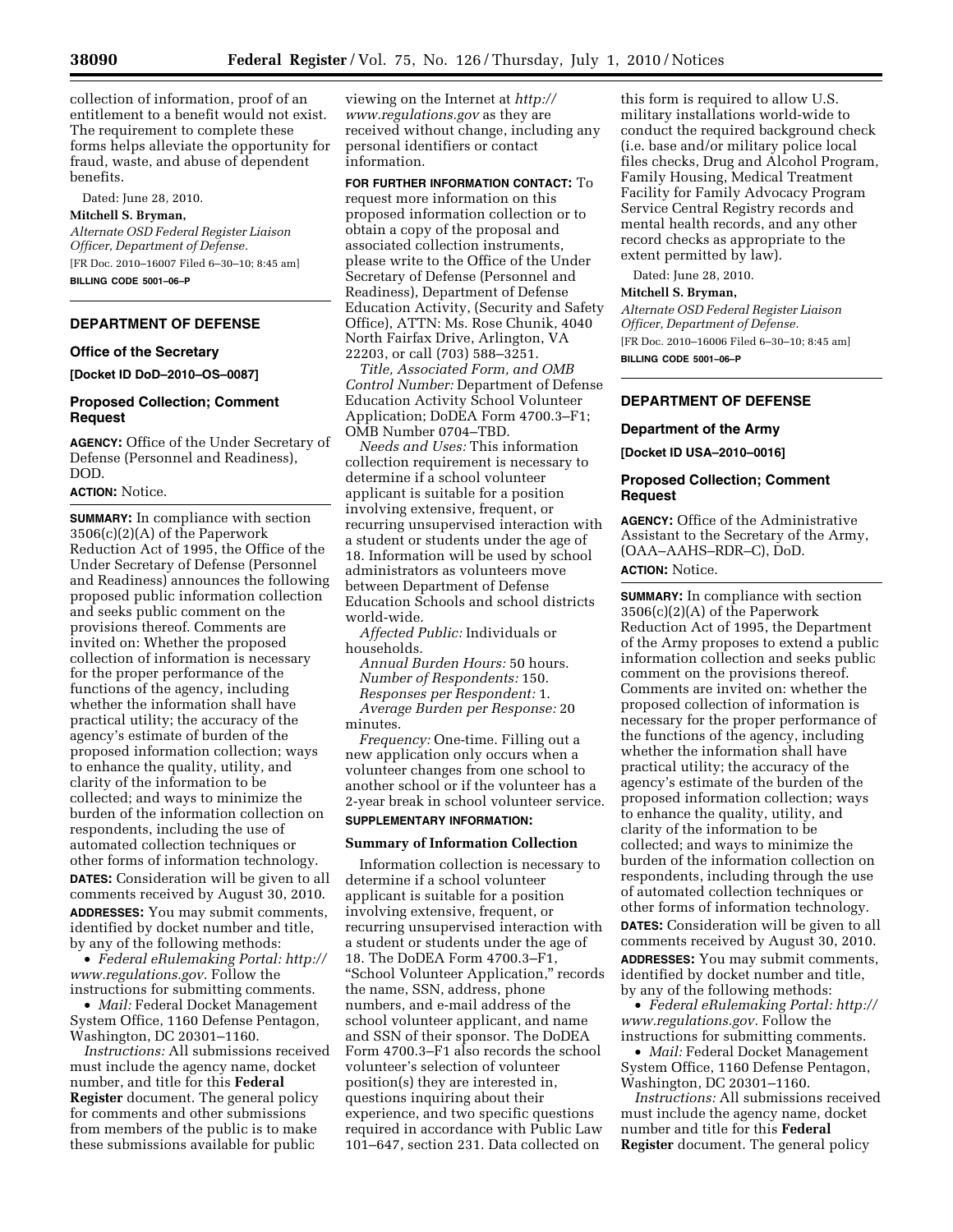collection of information, proof of an entitlement to a benefit would not exist. The requirement to complete these forms helps alleviate the opportunity for fraud, waste, and abuse of dependent benefits.

Dated: June 28, 2010.

**Mitchell S. Bryman,**

*Alternate OSD Federal Register Liaison Officer, Department of Defense.*

[FR Doc. 2010–16007 Filed 6–30–10; 8:45 am]

**BILLING CODE 5001–06–P**

## DEPARTMENT OF DEFENSE

### Office of the Secretary

**[Docket ID DoD–2010–OS–0087]**

### Proposed Collection; Comment Request

**AGENCY:** Office of the Under Secretary of Defense (Personnel and Readiness), DOD.

**ACTION:** Notice.

**SUMMARY:** In compliance with section 3506(c)(2)(A) of the Paperwork Reduction Act of 1995, the Office of the Under Secretary of Defense (Personnel and Readiness) announces the following proposed public information collection and seeks public comment on the provisions thereof. Comments are invited on: Whether the proposed collection of information is necessary for the proper performance of the functions of the agency, including whether the information shall have practical utility; the accuracy of the agency's estimate of burden of the proposed information collection; ways to enhance the quality, utility, and clarity of the information to be collected; and ways to minimize the burden of the information collection on respondents, including the use of automated collection techniques or other forms of information technology.

**DATES:** Consideration will be given to all comments received by August 30, 2010.

**ADDRESSES:** You may submit comments, identified by docket number and title, by any of the following methods:

- *Federal eRulemaking Portal: http://www.regulations.gov*. Follow the instructions for submitting comments.
- *Mail:* Federal Docket Management System Office, 1160 Defense Pentagon, Washington, DC 20301–1160.

*Instructions:* All submissions received must include the agency name, docket number, and title for this **Federal Register** document. The general policy for comments and other submissions from members of the public is to make these submissions available for public viewing on the Internet at *http://www.regulations.gov* as they are received without change, including any personal identifiers or contact information.

**FOR FURTHER INFORMATION CONTACT:** To request more information on this proposed information collection or to obtain a copy of the proposal and associated collection instruments, please write to the Office of the Under Secretary of Defense (Personnel and Readiness), Department of Defense Education Activity, (Security and Safety Office), ATTN: Ms. Rose Chunik, 4040 North Fairfax Drive, Arlington, VA 22203, or call (703) 588–3251.

*Title, Associated Form, and OMB Control Number:* Department of Defense Education Activity School Volunteer Application; DoDEA Form 4700.3–F1; OMB Number 0704–TBD.

*Needs and Uses:* This information collection requirement is necessary to determine if a school volunteer applicant is suitable for a position involving extensive, frequent, or recurring unsupervised interaction with a student or students under the age of 18. Information will be used by school administrators as volunteers move between Department of Defense Education Schools and school districts world-wide.

*Affected Public:* Individuals or households.

*Annual Burden Hours:* 50 hours.

*Number of Respondents:* 150.

*Responses per Respondent:* 1.

*Average Burden per Response:* 20 minutes.

*Frequency:* One-time. Filling out a new application only occurs when a volunteer changes from one school to another school or if the volunteer has a 2-year break in school volunteer service.

**SUPPLEMENTARY INFORMATION:**

#### Summary of Information Collection

Information collection is necessary to determine if a school volunteer applicant is suitable for a position involving extensive, frequent, or recurring unsupervised interaction with a student or students under the age of 18. The DoDEA Form 4700.3–F1, "School Volunteer Application," records the name, SSN, address, phone numbers, and e-mail address of the school volunteer applicant, and name and SSN of their sponsor. The DoDEA Form 4700.3–F1 also records the school volunteer's selection of volunteer position(s) they are interested in, questions inquiring about their experience, and two specific questions required in accordance with Public Law 101–647, section 231. Data collected on this form is required to allow U.S. military installations world-wide to conduct the required background check (i.e. base and/or military police local files checks, Drug and Alcohol Program, Family Housing, Medical Treatment Facility for Family Advocacy Program Service Central Registry records and mental health records, and any other record checks as appropriate to the extent permitted by law).

Dated: June 28, 2010.

**Mitchell S. Bryman,**

*Alternate OSD Federal Register Liaison Officer, Department of Defense.*

[FR Doc. 2010–16006 Filed 6–30–10; 8:45 am]

**BILLING CODE 5001–06–P**

## DEPARTMENT OF DEFENSE

### Department of the Army

**[Docket ID USA–2010–0016]**

### Proposed Collection; Comment Request

**AGENCY:** Office of the Administrative Assistant to the Secretary of the Army, (OAA–AAHS–RDR–C), DoD.

**ACTION:** Notice.

**SUMMARY:** In compliance with section 3506(c)(2)(A) of the Paperwork Reduction Act of 1995, the Department of the Army proposes to extend a public information collection and seeks public comment on the provisions thereof. Comments are invited on: whether the proposed collection of information is necessary for the proper performance of the functions of the agency, including whether the information shall have practical utility; the accuracy of the agency's estimate of the burden of the proposed information collection; ways to enhance the quality, utility, and clarity of the information to be collected; and ways to minimize the burden of the information collection on respondents, including through the use of automated collection techniques or other forms of information technology.

**DATES:** Consideration will be given to all comments received by August 30, 2010.

**ADDRESSES:** You may submit comments, identified by docket number and title, by any of the following methods:

- *Federal eRulemaking Portal: http://www.regulations.gov.* Follow the instructions for submitting comments.
- *Mail:* Federal Docket Management System Office, 1160 Defense Pentagon, Washington, DC 20301–1160.

*Instructions:* All submissions received must include the agency name, docket number and title for this **Federal Register** document. The general policy